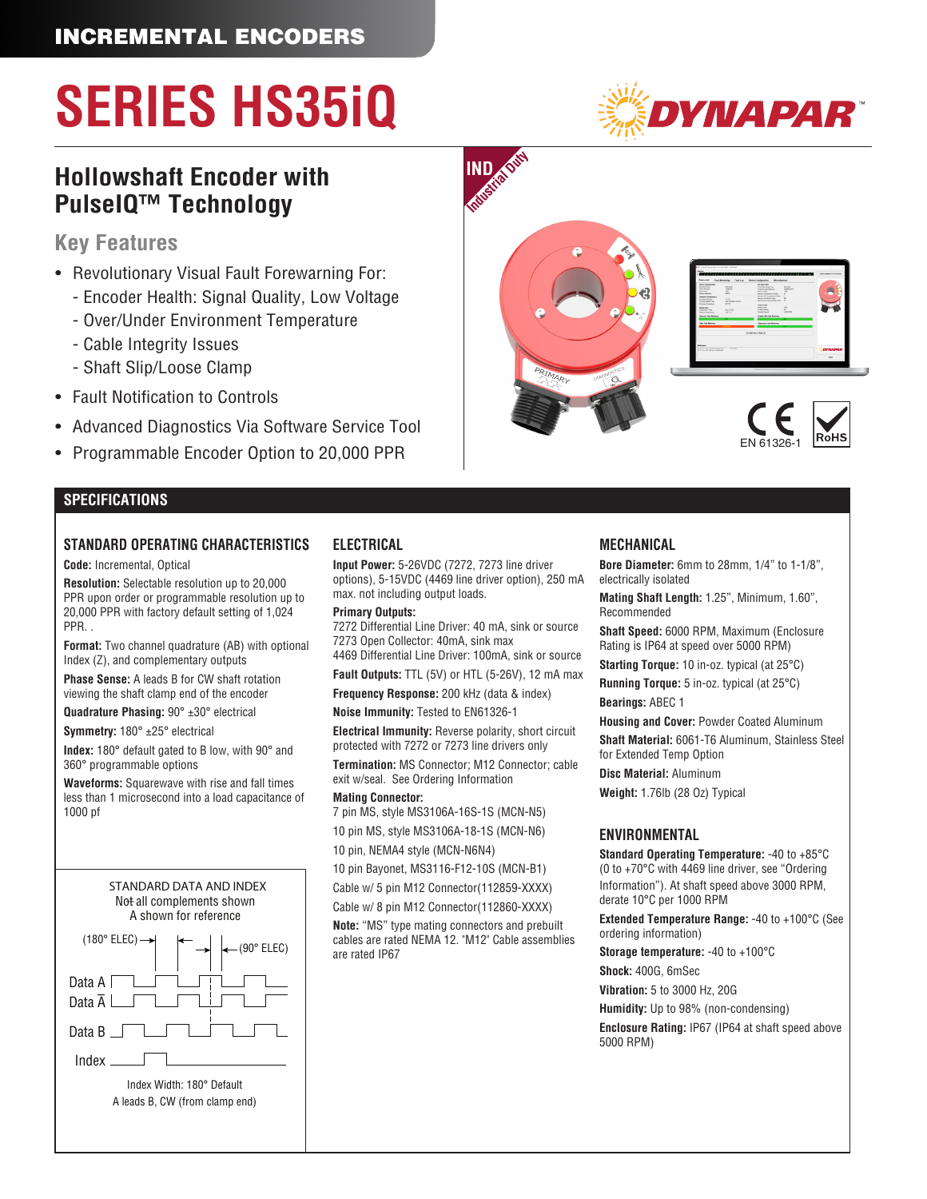INCREMENTAL ENCODERS

# SERIES HS35iQ

## Hollowshaft Encoder with PulseIQ™ Technology

### Key Features

- Revolutionary Visual Fault Forewarning For:
  - Encoder Health: Signal Quality, Low Voltage
  - Over/Under Environment Temperature
  - Cable Integrity Issues
  - Shaft Slip/Loose Clamp
- Fault Notification to Controls
- Advanced Diagnostics Via Software Service Tool
- Programmable Encoder Option to 20,000 PPR

IND Industrial Duty

EN 61326-1

RoHS

## SPECIFICATIONS

### STANDARD OPERATING CHARACTERISTICS

**Code:** Incremental, Optical

**Resolution:** Selectable resolution up to 20,000 PPR upon order or programmable resolution up to 20,000 PPR with factory default setting of 1,024 PPR. .

**Format:** Two channel quadrature (AB) with optional Index (Z), and complementary outputs

**Phase Sense:** A leads B for CW shaft rotation viewing the shaft clamp end of the encoder

**Quadrature Phasing:** 90° ±30° electrical

**Symmetry:** 180° ±25° electrical

**Index:** 180° default gated to B low, with 90° and 360° programmable options

**Waveforms:** Squarewave with rise and fall times less than 1 microsecond into a load capacitance of 1000 pf

STANDARD DATA AND INDEX
Not all complements shown
A shown for reference

(180° ELEC) (90° ELEC)

Data A
Data Ā
Data B
Index

Index Width: 180° Default
A leads B, CW (from clamp end)

### ELECTRICAL

**Input Power:** 5-26VDC (7272, 7273 line driver options), 5-15VDC (4469 line driver option), 250 mA max. not including output loads.

**Primary Outputs:**
7272 Differential Line Driver: 40 mA, sink or source
7273 Open Collector: 40mA, sink max
4469 Differential Line Driver: 100mA, sink or source

**Fault Outputs:** TTL (5V) or HTL (5-26V), 12 mA max

**Frequency Response:** 200 kHz (data & index)

**Noise Immunity:** Tested to EN61326-1

**Electrical Immunity:** Reverse polarity, short circuit protected with 7272 or 7273 line drivers only

**Termination:** MS Connector; M12 Connector; cable exit w/seal. See Ordering Information

**Mating Connector:**
7 pin MS, style MS3106A-16S-1S (MCN-N5)
10 pin MS, style MS3106A-18-1S (MCN-N6)
10 pin, NEMA4 style (MCN-N6N4)
10 pin Bayonet, MS3116-F12-10S (MCN-B1)
Cable w/ 5 pin M12 Connector(112859-XXXX)
Cable w/ 8 pin M12 Connector(112860-XXXX)

**Note:** "MS" type mating connectors and prebuilt cables are rated NEMA 12. "M12" Cable assemblies are rated IP67

### MECHANICAL

**Bore Diameter:** 6mm to 28mm, 1/4" to 1-1/8", electrically isolated

**Mating Shaft Length:** 1.25", Minimum, 1.60", Recommended

**Shaft Speed:** 6000 RPM, Maximum (Enclosure Rating is IP64 at speed over 5000 RPM)

**Starting Torque:** 10 in-oz. typical (at 25°C)

**Running Torque:** 5 in-oz. typical (at 25°C)

**Bearings:** ABEC 1

**Housing and Cover:** Powder Coated Aluminum

**Shaft Material:** 6061-T6 Aluminum, Stainless Steel for Extended Temp Option

**Disc Material:** Aluminum

**Weight:** 1.76lb (28 Oz) Typical

### ENVIRONMENTAL

**Standard Operating Temperature:** -40 to +85°C (0 to +70°C with 4469 line driver, see "Ordering Information"). At shaft speed above 3000 RPM, derate 10°C per 1000 RPM

**Extended Temperature Range:** -40 to +100°C (See ordering information)

**Storage temperature:** -40 to +100°C

**Shock:** 400G, 6mSec

**Vibration:** 5 to 3000 Hz, 20G

**Humidity:** Up to 98% (non-condensing)

**Enclosure Rating:** IP67 (IP64 at shaft speed above 5000 RPM)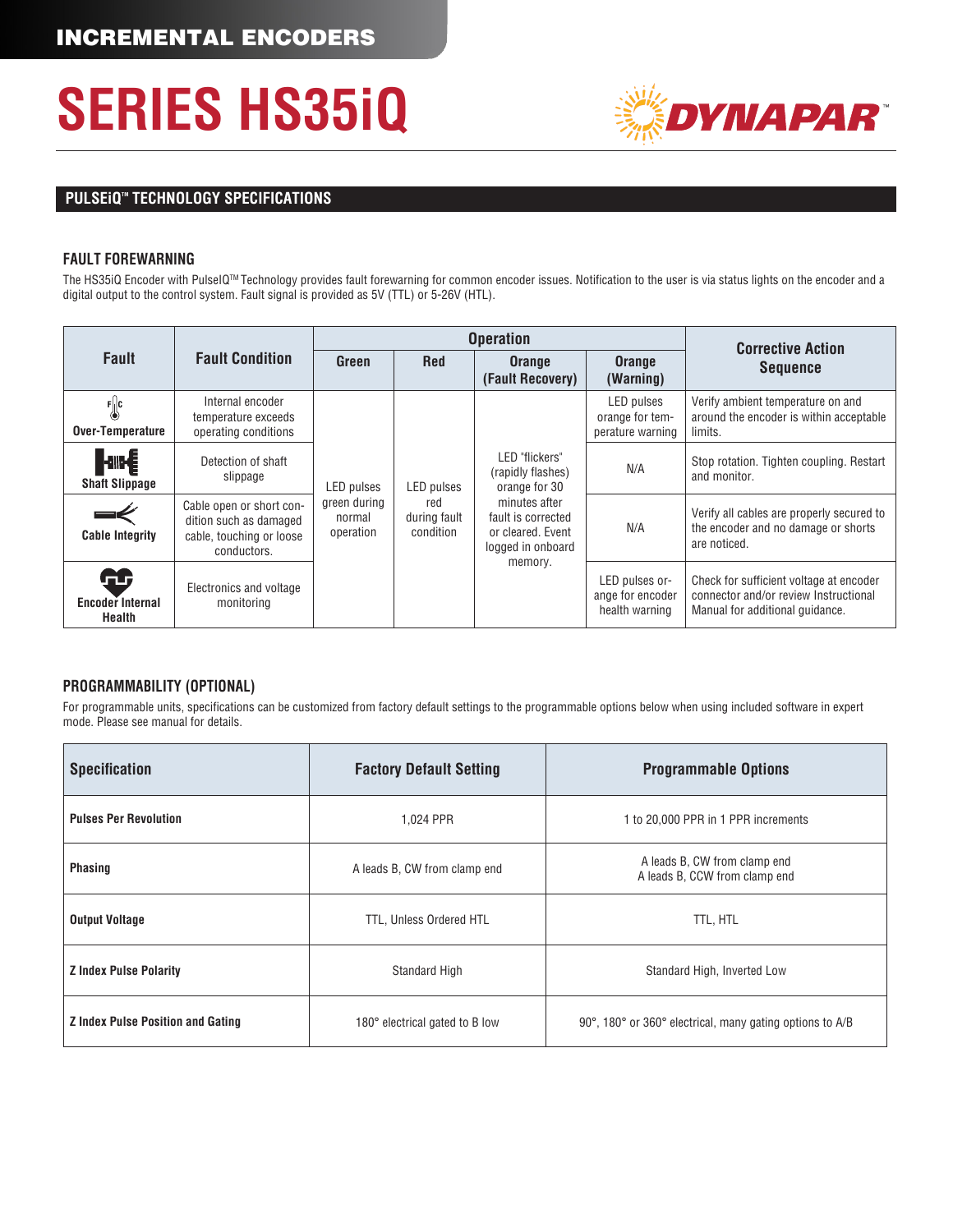INCREMENTAL ENCODERS

# SERIES HS35iQ

## PULSEiQ™ TECHNOLOGY SPECIFICATIONS

### FAULT FOREWARNING

The HS35iQ Encoder with PulseIQ™ Technology provides fault forewarning for common encoder issues. Notification to the user is via status lights on the encoder and a digital output to the control system. Fault signal is provided as 5V (TTL) or 5-26V (HTL).

| Fault | Fault Condition | Operation | | | | Corrective Action Sequence |
|---|---|---|---|---|---|---|
| | | Green | Red | Orange (Fault Recovery) | Orange (Warning) | |
| Over-Temperature | Internal encoder temperature exceeds operating conditions | LED pulses green during normal operation | LED pulses red during fault condition | LED "flickers" (rapidly flashes) orange for 30 minutes after fault is corrected or cleared. Event logged in onboard memory. | LED pulses orange for temperature warning | Verify ambient temperature on and around the encoder is within acceptable limits. |
| Shaft Slippage | Detection of shaft slippage | | | | N/A | Stop rotation. Tighten coupling. Restart and monitor. |
| Cable Integrity | Cable open or short condition such as damaged cable, touching or loose conductors. | | | | N/A | Verify all cables are properly secured to the encoder and no damage or shorts are noticed. |
| Encoder Internal Health | Electronics and voltage monitoring | | | | LED pulses orange for encoder health warning | Check for sufficient voltage at encoder connector and/or review Instructional Manual for additional guidance. |

### PROGRAMMABILITY (OPTIONAL)

For programmable units, specifications can be customized from factory default settings to the programmable options below when using included software in expert mode. Please see manual for details.

| Specification | Factory Default Setting | Programmable Options |
|---|---|---|
| **Pulses Per Revolution** | 1,024 PPR | 1 to 20,000 PPR in 1 PPR increments |
| **Phasing** | A leads B, CW from clamp end | A leads B, CW from clamp end<br>A leads B, CCW from clamp end |
| **Output Voltage** | TTL, Unless Ordered HTL | TTL, HTL |
| **Z Index Pulse Polarity** | Standard High | Standard High, Inverted Low |
| **Z Index Pulse Position and Gating** | 180° electrical gated to B low | 90°, 180° or 360° electrical, many gating options to A/B |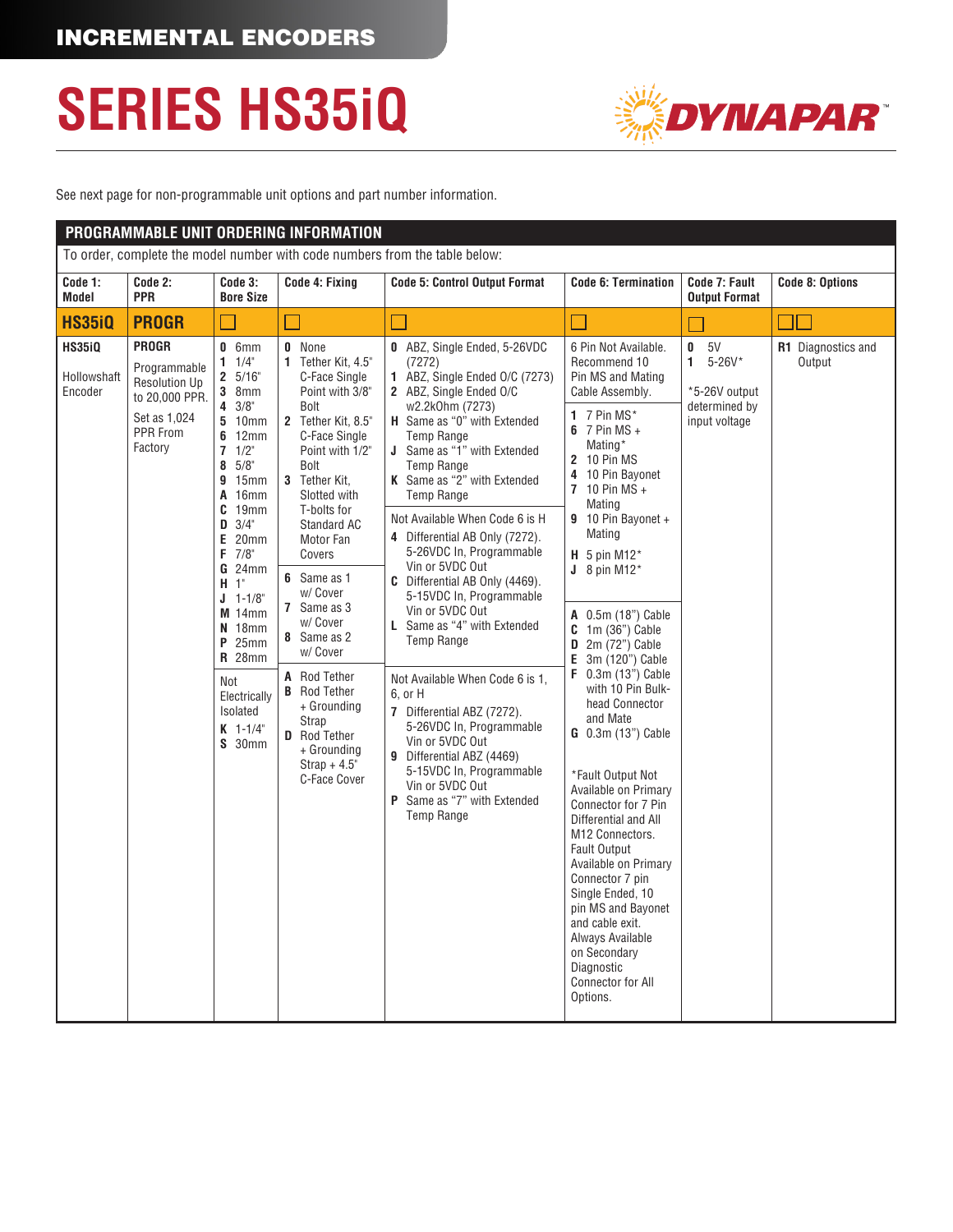INCREMENTAL ENCODERS

# SERIES HS35iQ

DYNAPAR™

See next page for non-programmable unit options and part number information.

## PROGRAMMABLE UNIT ORDERING INFORMATION

To order, complete the model number with code numbers from the table below:

| Code 1: Model | Code 2: PPR | Code 3: Bore Size | Code 4: Fixing | Code 5: Control Output Format | Code 6: Termination | Code 7: Fault Output Format | Code 8: Options |
|---|---|---|---|---|---|---|---|
| **HS35iQ** | **PROGR** | ☐ | ☐ | ☐ | ☐ | ☐ | ☐☐ |
| **HS35iQ**<br><br>Hollowshaft Encoder | **PROGR**<br><br>Programmable Resolution Up to 20,000 PPR.<br><br>Set as 1,024 PPR From Factory | **0** 6mm<br>**1** 1/4"<br>**2** 5/16"<br>**3** 8mm<br>**4** 3/8"<br>**5** 10mm<br>**6** 12mm<br>**7** 1/2"<br>**8** 5/8"<br>**9** 15mm<br>**A** 16mm<br>**C** 19mm<br>**D** 3/4"<br>**E** 20mm<br>**F** 7/8"<br>**G** 24mm<br>**H** 1"<br>**J** 1-1/8"<br>**M** 14mm<br>**N** 18mm<br>**P** 25mm<br>**R** 28mm<br><br>Not Electrically Isolated<br>**K** 1-1/4"<br>**S** 30mm | **0** None<br>**1** Tether Kit, 4.5" C-Face Single Point with 3/8" Bolt<br>**2** Tether Kit, 8.5" C-Face Single Point with 1/2" Bolt<br>**3** Tether Kit, Slotted with T-bolts for Standard AC Motor Fan Covers<br><br>**6** Same as 1 w/ Cover<br>**7** Same as 3 w/ Cover<br>**8** Same as 2 w/ Cover<br><br>**A** Rod Tether<br>**B** Rod Tether + Grounding Strap<br>**D** Rod Tether + Grounding Strap + 4.5" C-Face Cover | **0** ABZ, Single Ended, 5-26VDC (7272)<br>**1** ABZ, Single Ended O/C (7273)<br>**2** ABZ, Single Ended O/C w2.2kOhm (7273)<br>**H** Same as "0" with Extended Temp Range<br>**J** Same as "1" with Extended Temp Range<br>**K** Same as "2" with Extended Temp Range<br><br>Not Available When Code 6 is H<br>**4** Differential AB Only (7272). 5-26VDC In, Programmable Vin or 5VDC Out<br>**C** Differential AB Only (4469). 5-15VDC In, Programmable Vin or 5VDC Out<br>**L** Same as "4" with Extended Temp Range<br><br>Not Available When Code 6 is 1, 6, or H<br>**7** Differential ABZ (7272). 5-26VDC In, Programmable Vin or 5VDC Out<br>**9** Differential ABZ (4469) 5-15VDC In, Programmable Vin or 5VDC Out<br>**P** Same as "7" with Extended Temp Range | 6 Pin Not Available. Recommend 10 Pin MS and Mating Cable Assembly.<br><br>**1** 7 Pin MS*<br>**6** 7 Pin MS + Mating*<br>**2** 10 Pin MS<br>**4** 10 Pin Bayonet<br>**7** 10 Pin MS + Mating<br>**9** 10 Pin Bayonet + Mating<br>**H** 5 pin M12*<br>**J** 8 pin M12*<br><br>**A** 0.5m (18") Cable<br>**C** 1m (36") Cable<br>**D** 2m (72") Cable<br>**E** 3m (120") Cable<br>**F** 0.3m (13") Cable with 10 Pin Bulk-head Connector and Mate<br>**G** 0.3m (13") Cable<br><br>*Fault Output Not Available on Primary Connector for 7 Pin Differential and All M12 Connectors. Fault Output Available on Primary Connector 7 pin Single Ended, 10 pin MS and Bayonet and cable exit. Always Available on Secondary Diagnostic Connector for All Options. | **0** 5V<br>**1** 5-26V*<br><br>*5-26V output determined by input voltage | **R1** Diagnostics and Output |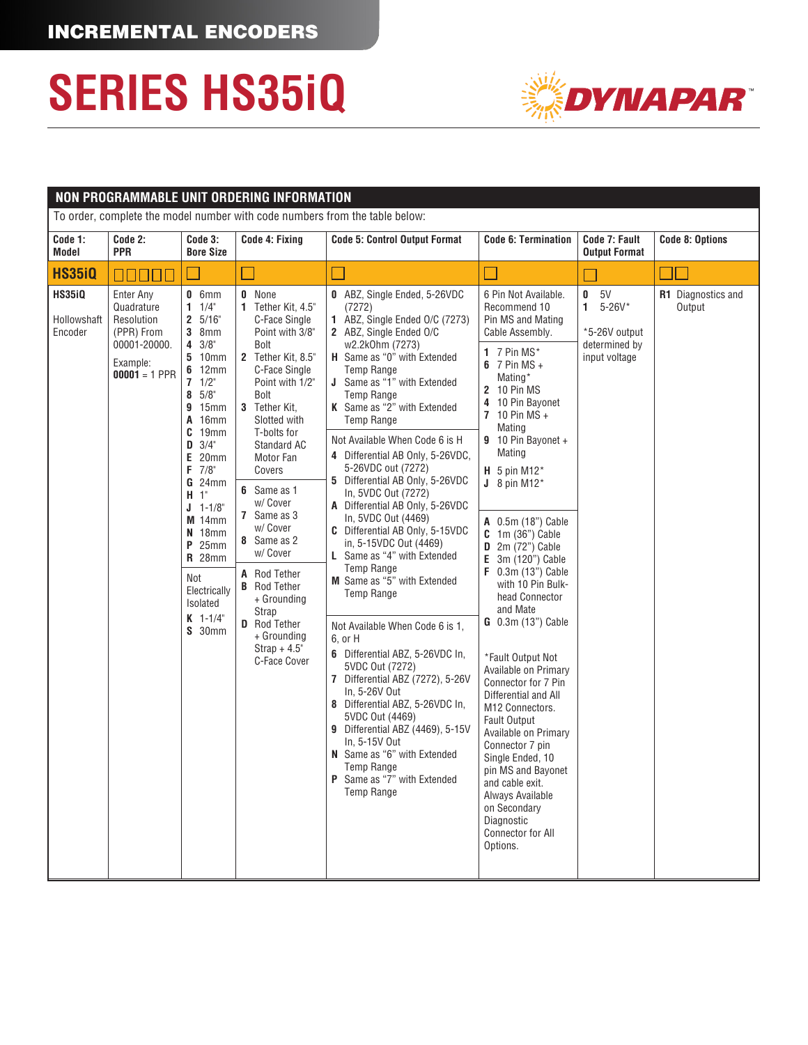INCREMENTAL ENCODERS

# SERIES HS35iQ

DYNAPAR™

## NON PROGRAMMABLE UNIT ORDERING INFORMATION

To order, complete the model number with code numbers from the table below:

| Code 1: Model | Code 2: PPR | Code 3: Bore Size | Code 4: Fixing | Code 5: Control Output Format | Code 6: Termination | Code 7: Fault Output Format | Code 8: Options |
|---|---|---|---|---|---|---|---|
| **HS35iQ** | ☐☐☐☐☐ | ☐ | ☐ | ☐ | ☐ | ☐ | ☐☐ |
| **HS35iQ**<br><br>Hollowshaft Encoder | Enter Any Quadrature Resolution (PPR) From 00001-20000.<br><br>Example:<br>**00001** = 1 PPR | **0** 6mm<br>**1** 1/4"<br>**2** 5/16"<br>**3** 8mm<br>**4** 3/8"<br>**5** 10mm<br>**6** 12mm<br>**7** 1/2"<br>**8** 5/8"<br>**9** 15mm<br>**A** 16mm<br>**C** 19mm<br>**D** 3/4"<br>**E** 20mm<br>**F** 7/8"<br>**G** 24mm<br>**H** 1"<br>**J** 1-1/8"<br>**M** 14mm<br>**N** 18mm<br>**P** 25mm<br>**R** 28mm<br><br>Not Electrically Isolated<br>**K** 1-1/4"<br>**S** 30mm | **0** None<br>**1** Tether Kit, 4.5" C-Face Single Point with 3/8" Bolt<br>**2** Tether Kit, 8.5" C-Face Single Point with 1/2" Bolt<br>**3** Tether Kit, Slotted with T-bolts for Standard AC Motor Fan Covers<br><br>**6** Same as 1 w/ Cover<br>**7** Same as 3 w/ Cover<br>**8** Same as 2 w/ Cover<br><br>**A** Rod Tether<br>**B** Rod Tether + Grounding Strap<br>**D** Rod Tether + Grounding Strap + 4.5" C-Face Cover | **0** ABZ, Single Ended, 5-26VDC (7272)<br>**1** ABZ, Single Ended O/C (7273)<br>**2** ABZ, Single Ended O/C w2.2kOhm (7273)<br>**H** Same as "0" with Extended Temp Range<br>**J** Same as "1" with Extended Temp Range<br>**K** Same as "2" with Extended Temp Range<br><br>Not Available When Code 6 is H<br>**4** Differential AB Only, 5-26VDC, 5-26VDC out (7272)<br>**5** Differential AB Only, 5-26VDC In, 5VDC Out (7272)<br>**A** Differential AB Only, 5-26VDC In, 5VDC Out (4469)<br>**C** Differential AB Only, 5-15VDC in, 5-15VDC Out (4469)<br>**L** Same as "4" with Extended Temp Range<br>**M** Same as "5" with Extended Temp Range<br><br>Not Available When Code 6 is 1, 6, or H<br>**6** Differential ABZ, 5-26VDC In, 5VDC Out (7272)<br>**7** Differential ABZ (7272), 5-26V In, 5-26V Out<br>**8** Differential ABZ, 5-26VDC In, 5VDC Out (4469)<br>**9** Differential ABZ (4469), 5-15V In, 5-15V Out<br>**N** Same as "6" with Extended Temp Range<br>**P** Same as "7" with Extended Temp Range | 6 Pin Not Available. Recommend 10 Pin MS and Mating Cable Assembly.<br><br>**1** 7 Pin MS*<br>**6** 7 Pin MS + Mating*<br>**2** 10 Pin MS<br>**4** 10 Pin Bayonet<br>**7** 10 Pin MS + Mating<br>**9** 10 Pin Bayonet + Mating<br><br>**H** 5 pin M12*<br>**J** 8 pin M12*<br><br>**A** 0.5m (18") Cable<br>**C** 1m (36") Cable<br>**D** 2m (72") Cable<br>**E** 3m (120") Cable<br>**F** 0.3m (13") Cable with 10 Pin Bulk-head Connector and Mate<br>**G** 0.3m (13") Cable<br><br>*Fault Output Not Available on Primary Connector for 7 Pin Differential and All M12 Connectors. Fault Output Available on Primary Connector 7 pin Single Ended, 10 pin MS and Bayonet and cable exit. Always Available on Secondary Diagnostic Connector for All Options. | **0** 5V<br>**1** 5-26V*<br><br>*5-26V output determined by input voltage | **R1** Diagnostics and Output |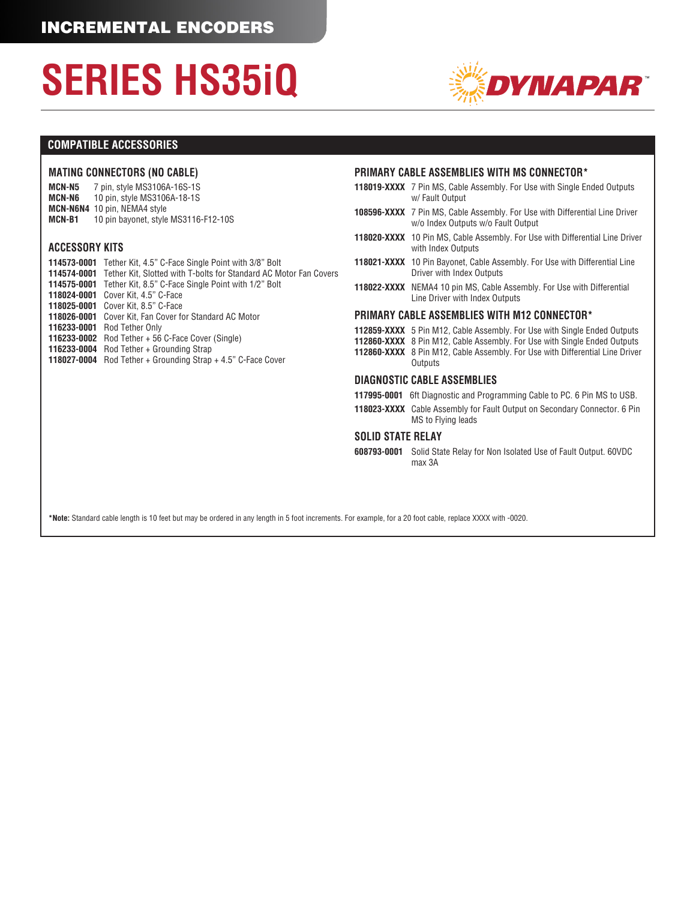# SERIES HS35iQ

## COMPATIBLE ACCESSORIES

### MATING CONNECTORS (NO CABLE)

**MCN-N5** 7 pin, style MS3106A-16S-1S
**MCN-N6** 10 pin, style MS3106A-18-1S
**MCN-N6N4** 10 pin, NEMA4 style
**MCN-B1** 10 pin bayonet, style MS3116-F12-10S

### ACCESSORY KITS

**114573-0001** Tether Kit, 4.5" C-Face Single Point with 3/8" Bolt
**114574-0001** Tether Kit, Slotted with T-bolts for Standard AC Motor Fan Covers
**114575-0001** Tether Kit, 8.5" C-Face Single Point with 1/2" Bolt
**118024-0001** Cover Kit, 4.5" C-Face
**118025-0001** Cover Kit, 8.5" C-Face
**118026-0001** Cover Kit, Fan Cover for Standard AC Motor
**116233-0001** Rod Tether Only
**116233-0002** Rod Tether + 56 C-Face Cover (Single)
**116233-0004** Rod Tether + Grounding Strap
**118027-0004** Rod Tether + Grounding Strap + 4.5" C-Face Cover

### PRIMARY CABLE ASSEMBLIES WITH MS CONNECTOR*

**118019-XXXX** 7 Pin MS, Cable Assembly. For Use with Single Ended Outputs w/ Fault Output

**108596-XXXX** 7 Pin MS, Cable Assembly. For Use with Differential Line Driver w/o Index Outputs w/o Fault Output

**118020-XXXX** 10 Pin MS, Cable Assembly. For Use with Differential Line Driver with Index Outputs

**118021-XXXX** 10 Pin Bayonet, Cable Assembly. For Use with Differential Line Driver with Index Outputs

**118022-XXXX** NEMA4 10 pin MS, Cable Assembly. For Use with Differential Line Driver with Index Outputs

### PRIMARY CABLE ASSEMBLIES WITH M12 CONNECTOR*

**112859-XXXX** 5 Pin M12, Cable Assembly. For Use with Single Ended Outputs
**112860-XXXX** 8 Pin M12, Cable Assembly. For Use with Single Ended Outputs
**112860-XXXX** 8 Pin M12, Cable Assembly. For Use with Differential Line Driver Outputs

### DIAGNOSTIC CABLE ASSEMBLIES

**117995-0001** 6ft Diagnostic and Programming Cable to PC. 6 Pin MS to USB.

**118023-XXXX** Cable Assembly for Fault Output on Secondary Connector. 6 Pin MS to Flying leads

### SOLID STATE RELAY

**608793-0001** Solid State Relay for Non Isolated Use of Fault Output. 60VDC max 3A

***Note:** Standard cable length is 10 feet but may be ordered in any length in 5 foot increments. For example, for a 20 foot cable, replace XXXX with -0020.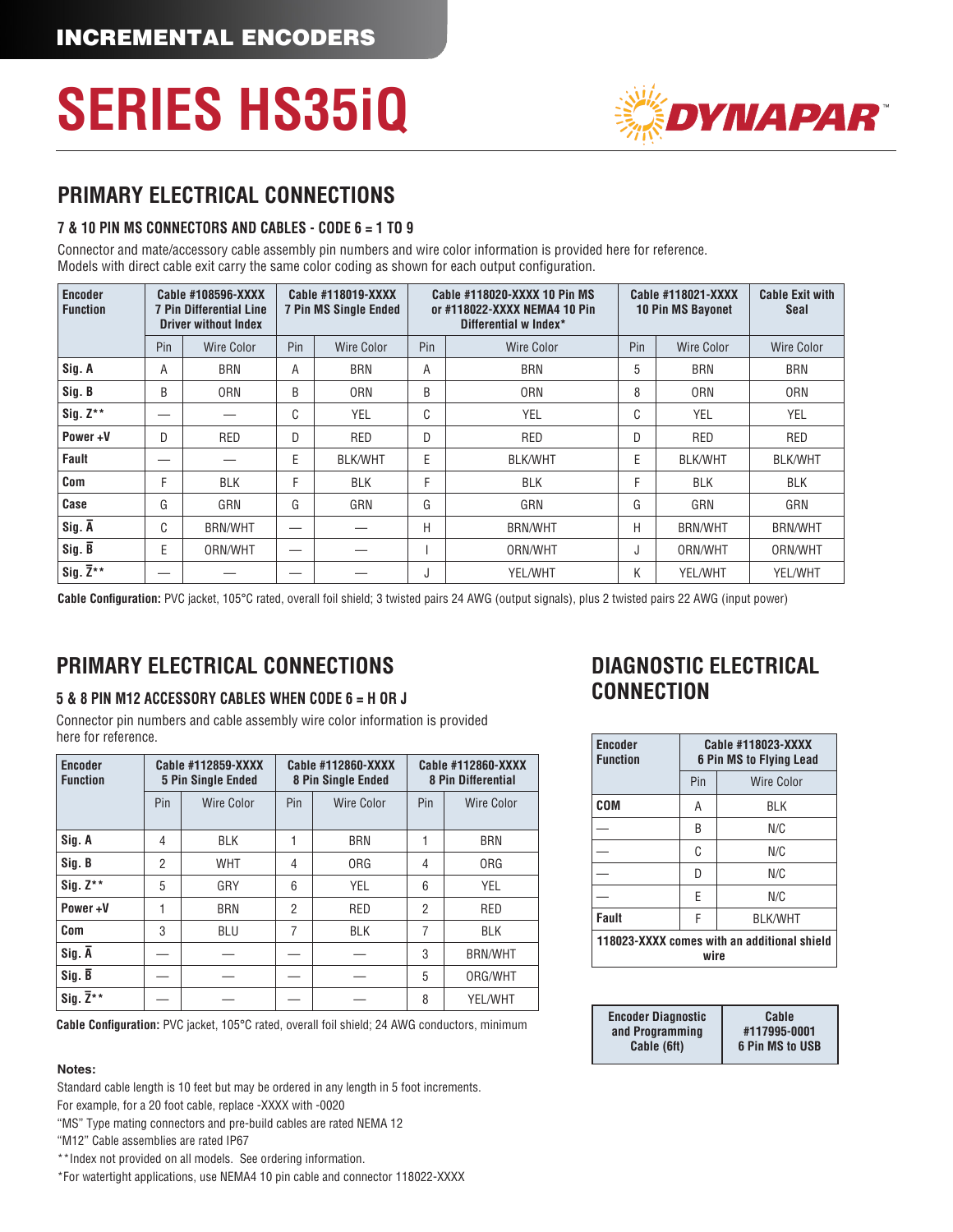INCREMENTAL ENCODERS

# SERIES HS35iQ

## PRIMARY ELECTRICAL CONNECTIONS

### 7 & 10 PIN MS CONNECTORS AND CABLES - CODE 6 = 1 TO 9

Connector and mate/accessory cable assembly pin numbers and wire color information is provided here for reference.
Models with direct cable exit carry the same color coding as shown for each output configuration.

| Encoder Function | Cable #108596-XXXX 7 Pin Differential Line Driver without Index | | Cable #118019-XXXX 7 Pin MS Single Ended | | Cable #118020-XXXX 10 Pin MS or #118022-XXXX NEMA4 10 Pin Differential w Index* | | Cable #118021-XXXX 10 Pin MS Bayonet | | Cable Exit with Seal |
|---|---|---|---|---|---|---|---|---|---|
| | Pin | Wire Color | Pin | Wire Color | Pin | Wire Color | Pin | Wire Color | Wire Color |
| **Sig. A** | A | BRN | A | BRN | A | BRN | 5 | BRN | BRN |
| **Sig. B** | B | ORN | B | ORN | B | ORN | 8 | ORN | ORN |
| **Sig. Z**** | — | — | C | YEL | C | YEL | C | YEL | YEL |
| **Power +V** | D | RED | D | RED | D | RED | D | RED | RED |
| **Fault** | — | — | E | BLK/WHT | E | BLK/WHT | E | BLK/WHT | BLK/WHT |
| **Com** | F | BLK | F | BLK | F | BLK | F | BLK | BLK |
| **Case** | G | GRN | G | GRN | G | GRN | G | GRN | GRN |
| **Sig. $\overline{A}$** | C | BRN/WHT | — | — | H | BRN/WHT | H | BRN/WHT | BRN/WHT |
| **Sig. $\overline{B}$** | E | ORN/WHT | — | — | I | ORN/WHT | J | ORN/WHT | ORN/WHT |
| **Sig. $\overline{Z}$**** | — | — | — | — | J | YEL/WHT | K | YEL/WHT | YEL/WHT |

**Cable Configuration:** PVC jacket, 105°C rated, overall foil shield; 3 twisted pairs 24 AWG (output signals), plus 2 twisted pairs 22 AWG (input power)

## PRIMARY ELECTRICAL CONNECTIONS

### 5 & 8 PIN M12 ACCESSORY CABLES WHEN CODE 6 = H OR J

Connector pin numbers and cable assembly wire color information is provided here for reference.

| Encoder Function | Cable #112859-XXXX 5 Pin Single Ended | | Cable #112860-XXXX 8 Pin Single Ended | | Cable #112860-XXXX 8 Pin Differential | |
|---|---|---|---|---|---|---|
| | Pin | Wire Color | Pin | Wire Color | Pin | Wire Color |
| **Sig. A** | 4 | BLK | 1 | BRN | 1 | BRN |
| **Sig. B** | 2 | WHT | 4 | ORG | 4 | ORG |
| **Sig. Z**** | 5 | GRY | 6 | YEL | 6 | YEL |
| **Power +V** | 1 | BRN | 2 | RED | 2 | RED |
| **Com** | 3 | BLU | 7 | BLK | 7 | BLK |
| **Sig. $\overline{A}$** | — | — | — | — | 3 | BRN/WHT |
| **Sig. $\overline{B}$** | — | — | — | — | 5 | ORG/WHT |
| **Sig. $\overline{Z}$**** | — | — | — | — | 8 | YEL/WHT |

**Cable Configuration:** PVC jacket, 105°C rated, overall foil shield; 24 AWG conductors, minimum

**Notes:**

Standard cable length is 10 feet but may be ordered in any length in 5 foot increments.
For example, for a 20 foot cable, replace -XXXX with -0020
"MS" Type mating connectors and pre-build cables are rated NEMA 12
"M12" Cable assemblies are rated IP67
**Index not provided on all models. See ordering information.
*For watertight applications, use NEMA4 10 pin cable and connector 118022-XXXX

## DIAGNOSTIC ELECTRICAL CONNECTION

| Encoder Function | Cable #118023-XXXX 6 Pin MS to Flying Lead | |
|---|---|---|
| | Pin | Wire Color |
| **COM** | A | BLK |
| — | B | N/C |
| — | C | N/C |
| — | D | N/C |
| — | E | N/C |
| **Fault** | F | BLK/WHT |
| **118023-XXXX comes with an additional shield wire** | | |

| Encoder Diagnostic and Programming Cable (6ft) | Cable #117995-0001 6 Pin MS to USB |
|---|---|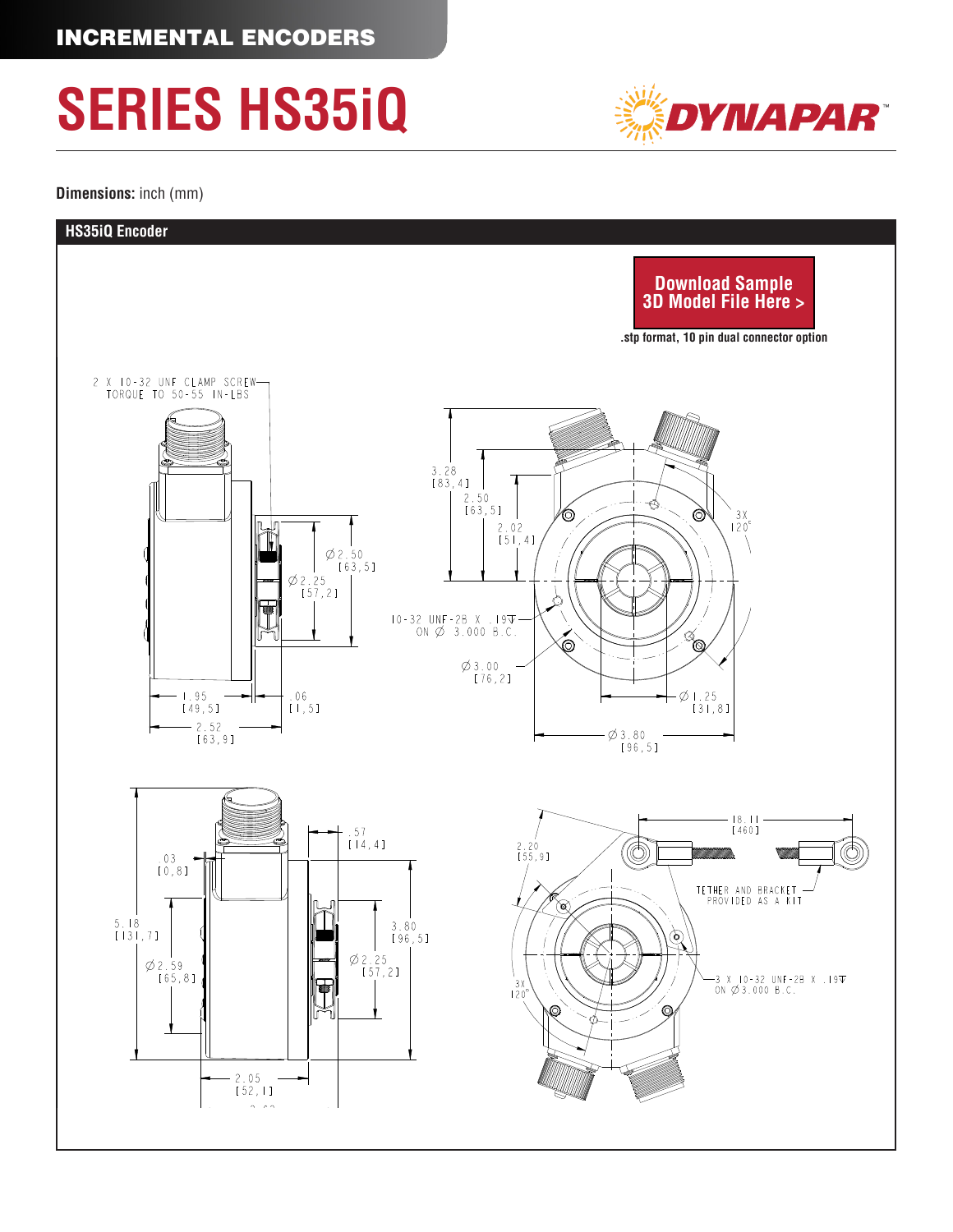# SERIES HS35iQ

**Dimensions:** inch (mm)

## HS35iQ Encoder

**Download Sample 3D Model File Here >**

**.stp format, 10 pin dual connector option**

2 X 10-32 UNF CLAMP SCREW
TORQUE TO 50-55 IN-LBS

3.28 [83,4]
2.50 [63,5]
2.02 [51,4]

Ø2.50 [63,5]
Ø2.25 [57,2]

3X 120°

10-32 UNF-2B X .19
ON Ø 3.000 B.C.

Ø3.00 [76,2]

Ø1.25 [31,8]

1.95 [49,5]
.06 [1,5]
2.52 [63,9]

Ø3.80 [96,5]

.57 [14,4]
.03 [0,8]
5.18 [131,7]
Ø2.59 [65,8]
3.80 [96,5]
Ø2.25 [57,2]
2.05 [52,1]

2.20 [55,9]
18.11 [460]

TETHER AND BRACKET PROVIDED AS A KIT

3X 120°

3 X 10-32 UNF-2B X .19
ON Ø3.000 B.C.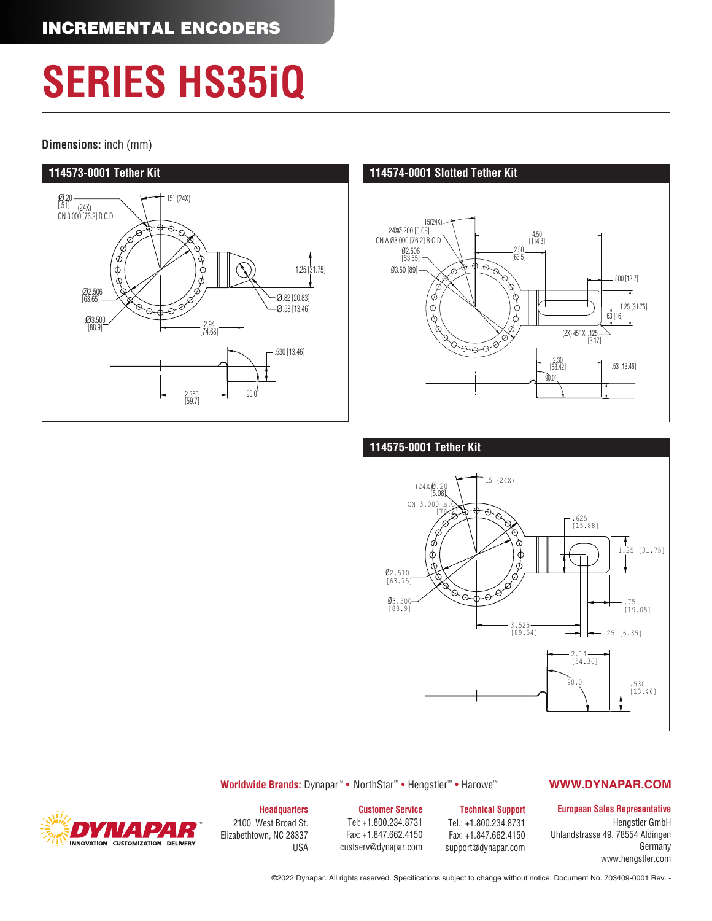# SERIES HS35iQ

**Dimensions:** inch (mm)

## 114573-0001 Tether Kit

Ø.20
[.51]
(24X)
ON 3.000 [76.2] B.C.D
15° (24X)
Ø2.506
[63.65]
Ø3.500
[88.9]
2.94
[74.68]
1.25 [31.75]
Ø.82 [20.83]
Ø.53 [13.46]
.530 [13.46]
2.350
[59.7]
90.0°

## 114574-0001 Slotted Tether Kit

15(24X)
24XØ.200 [5.08]
ON A Ø3.000 [76.2] B.C.D
Ø2.506
[63.65]
Ø3.50 [89]
4.50
[114.3]
2.50
[63.5]
.500 [12.7]
1.25 [31.75]
.63 [16]
(2X) 45° X .125
[3.17]
2.30
[58.42]
.53 [13.46]
90.0°

## 114575-0001 Tether Kit

(24X)Ø.20
[5.08]
ON 3.000 B.C.
[76.2]
15 (24X)
.625
[15.88]
1.25 [31.75]
Ø2.510
[63.75]
Ø3.500
[88.9]
3.525
[89.54]
.75
[19.05]
.25 [6.35]
2.14
[54.36]
90.0
.530
[13.46]

---

**Worldwide Brands:** Dynapar™ • NorthStar™ • Hengstler™ • Harowe™

**WWW.DYNAPAR.COM**

DYNAPAR™
INNOVATION - CUSTOMIZATION - DELIVERY

**Headquarters**
2100 West Broad St.
Elizabethtown, NC 28337
USA

**Customer Service**
Tel: +1.800.234.8731
Fax: +1.847.662.4150
custserv@dynapar.com

**Technical Support**
Tel.: +1.800.234.8731
Fax: +1.847.662.4150
support@dynapar.com

**European Sales Representative**
Hengstler GmbH
Uhlandstrasse 49, 78554 Aldingen
Germany
www.hengstler.com

©2022 Dynapar. All rights reserved. Specifications subject to change without notice. Document No. 703409-0001 Rev. -